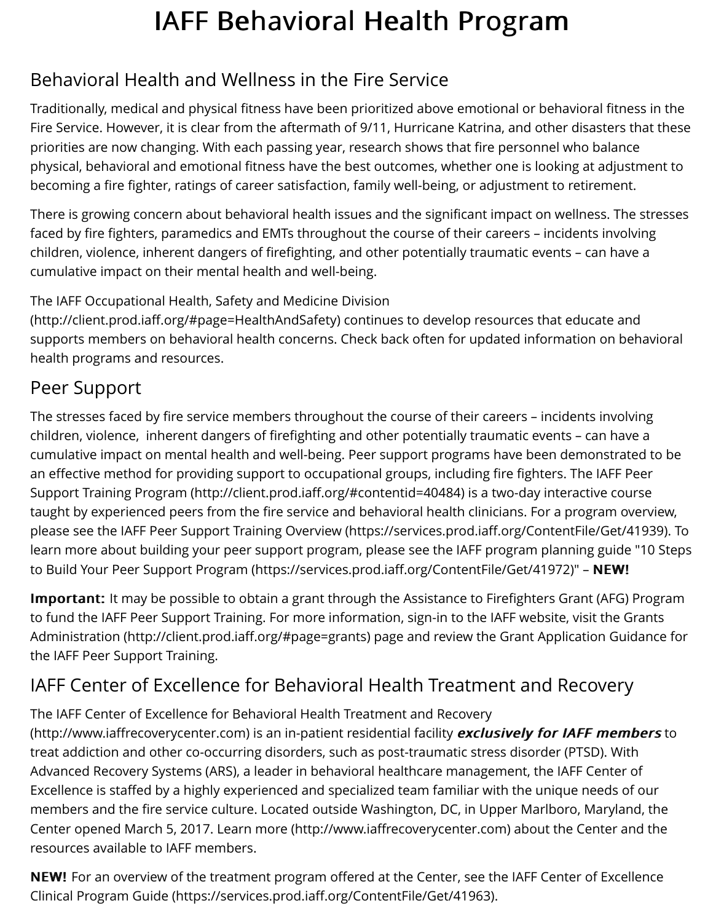# IAFF Behavioral Health Program

## Behavioral Health and Wellness in the Fire Service

Traditionally, medical and physical fitness have been prioritized above emotional or behavioral fitness in the Fire Service. However, it is clear from the aftermath of 9/11, Hurricane Katrina, and other disasters that these priorities are now changing. With each passing year, research shows that fire personnel who balance physical, behavioral and emotional fitness have the best outcomes, whether one is looking at adjustment to becoming a fire fighter, ratings of career satisfaction, family well-being, or adjustment to retirement.

There is growing concern about behavioral health issues and the significant impact on wellness. The stresses faced by fire fighters, paramedics and EMTs throughout the course of their careers – incidents involving children, violence, inherent dangers of firefighting, and other potentially traumatic events – can have a cumulative impact on their mental health and well-being.

The IAFF Occupational Health, Safety and Medicine Division (http://client.prod.iaff.org/#page=HealthAndSafety) continues to develop resources that educate and supports members on behavioral health concerns. Check back often for updated information on behavioral health programs and resources.

## Peer Support

The stresses faced by fire service members throughout the course of their careers – incidents involving children, violence, inherent dangers of firefighting and other potentially traumatic events – can have a cumulative impact on mental health and well-being. Peer support programs have been demonstrated to be an effective method for providing support to occupational groups, including fire fighters. The IAFF Peer Support Training Program (http://client.prod.iaff.org/#contentid=40484) is a two-day interactive course taught by experienced peers from the fire service and behavioral health clinicians. For a program overview, please see the IAFF Peer Support Training Overview (https://services.prod.iaff.org/ContentFile/Get/41939). To learn more about building your peer support program, please see the IAFF program planning guide "10 Steps to Build Your Peer Support Program (https://services.prod.iaff.org/ContentFile/Get/41972)" – **NEW!**

**Important:** It may be possible to obtain a grant through the Assistance to Firefighters Grant (AFG) Program to fund the IAFF Peer Support Training. For more information, sign-in to the IAFF website, visit the Grants Administration (http://client.prod.iaff.org/#page=grants) page and review the Grant Application Guidance for the IAFF Peer Support Training.

## IAFF Center of Excellence for Behavioral Health Treatment and Recovery

The IAFF Center of Excellence for Behavioral Health Treatment and Recovery (http://www.iaffrecoverycenter.com) is an in-patient residential facility ***exclusively for IAFF members*** to treat addiction and other co-occurring disorders, such as post-traumatic stress disorder (PTSD). With Advanced Recovery Systems (ARS), a leader in behavioral healthcare management, the IAFF Center of Excellence is staffed by a highly experienced and specialized team familiar with the unique needs of our members and the fire service culture. Located outside Washington, DC, in Upper Marlboro, Maryland, the Center opened March 5, 2017. Learn more (http://www.iaffrecoverycenter.com) about the Center and the resources available to IAFF members.

**NEW!** For an overview of the treatment program offered at the Center, see the IAFF Center of Excellence Clinical Program Guide (https://services.prod.iaff.org/ContentFile/Get/41963).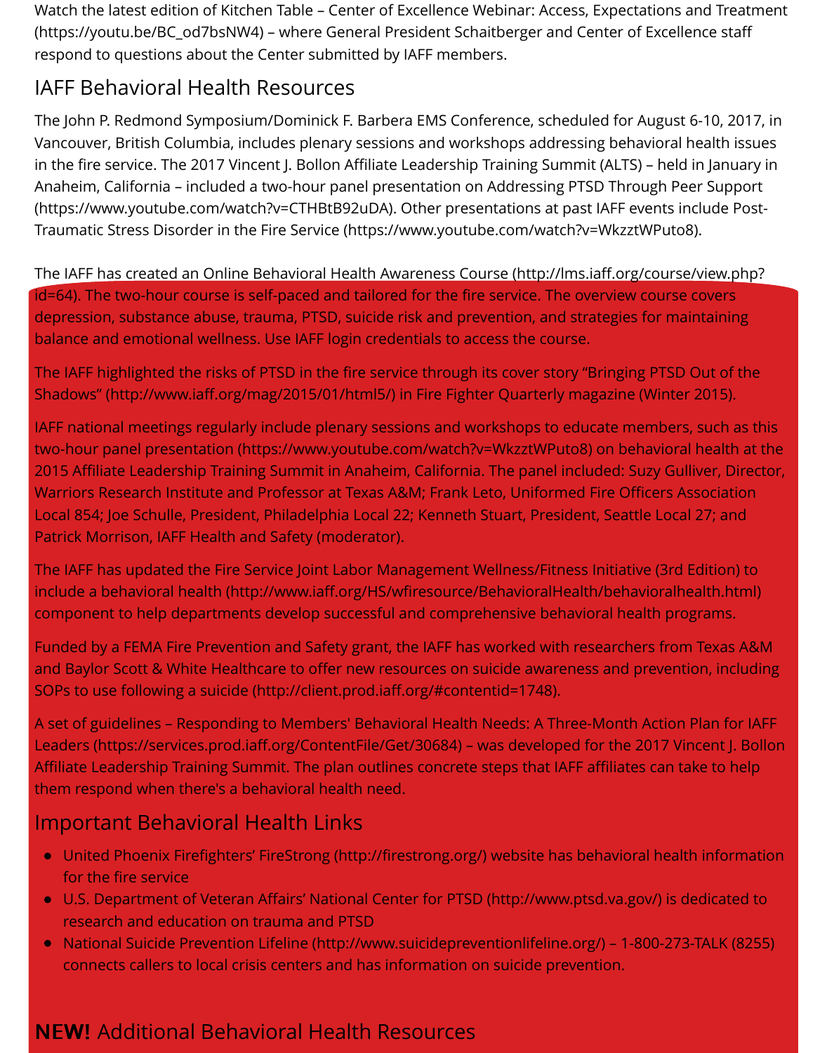Watch the latest edition of Kitchen Table – Center of Excellence Webinar: Access, Expectations and Treatment (https://youtu.be/BC_od7bsNW4) – where General President Schaitberger and Center of Excellence staff respond to questions about the Center submitted by IAFF members.

## IAFF Behavioral Health Resources

The John P. Redmond Symposium/Dominick F. Barbera EMS Conference, scheduled for August 6-10, 2017, in Vancouver, British Columbia, includes plenary sessions and workshops addressing behavioral health issues in the fire service. The 2017 Vincent J. Bollon Affiliate Leadership Training Summit (ALTS) – held in January in Anaheim, California – included a two-hour panel presentation on Addressing PTSD Through Peer Support (https://www.youtube.com/watch?v=CTHBtB92uDA). Other presentations at past IAFF events include Post-Traumatic Stress Disorder in the Fire Service (https://www.youtube.com/watch?v=WkzztWPuto8).

The IAFF has created an Online Behavioral Health Awareness Course (http://lms.iaff.org/course/view.php?id=64). The two-hour course is self-paced and tailored for the fire service. The overview course covers depression, substance abuse, trauma, PTSD, suicide risk and prevention, and strategies for maintaining balance and emotional wellness. Use IAFF login credentials to access the course.

The IAFF highlighted the risks of PTSD in the fire service through its cover story "Bringing PTSD Out of the Shadows" (http://www.iaff.org/mag/2015/01/html5/) in Fire Fighter Quarterly magazine (Winter 2015).

IAFF national meetings regularly include plenary sessions and workshops to educate members, such as this two-hour panel presentation (https://www.youtube.com/watch?v=WkzztWPuto8) on behavioral health at the 2015 Affiliate Leadership Training Summit in Anaheim, California. The panel included: Suzy Gulliver, Director, Warriors Research Institute and Professor at Texas A&M; Frank Leto, Uniformed Fire Officers Association Local 854; Joe Schulle, President, Philadelphia Local 22; Kenneth Stuart, President, Seattle Local 27; and Patrick Morrison, IAFF Health and Safety (moderator).

The IAFF has updated the Fire Service Joint Labor Management Wellness/Fitness Initiative (3rd Edition) to include a behavioral health (http://www.iaff.org/HS/wfiresource/BehavioralHealth/behavioralhealth.html) component to help departments develop successful and comprehensive behavioral health programs.

Funded by a FEMA Fire Prevention and Safety grant, the IAFF has worked with researchers from Texas A&M and Baylor Scott & White Healthcare to offer new resources on suicide awareness and prevention, including SOPs to use following a suicide (http://client.prod.iaff.org/#contentid=1748).

A set of guidelines – Responding to Members' Behavioral Health Needs: A Three-Month Action Plan for IAFF Leaders (https://services.prod.iaff.org/ContentFile/Get/30684) – was developed for the 2017 Vincent J. Bollon Affiliate Leadership Training Summit. The plan outlines concrete steps that IAFF affiliates can take to help them respond when there's a behavioral health need.

## Important Behavioral Health Links

- United Phoenix Firefighters' FireStrong (http://firestrong.org/) website has behavioral health information for the fire service
- U.S. Department of Veteran Affairs' National Center for PTSD (http://www.ptsd.va.gov/) is dedicated to research and education on trauma and PTSD
- National Suicide Prevention Lifeline (http://www.suicidepreventionlifeline.org/) – 1-800-273-TALK (8255) connects callers to local crisis centers and has information on suicide prevention.

## **NEW!** Additional Behavioral Health Resources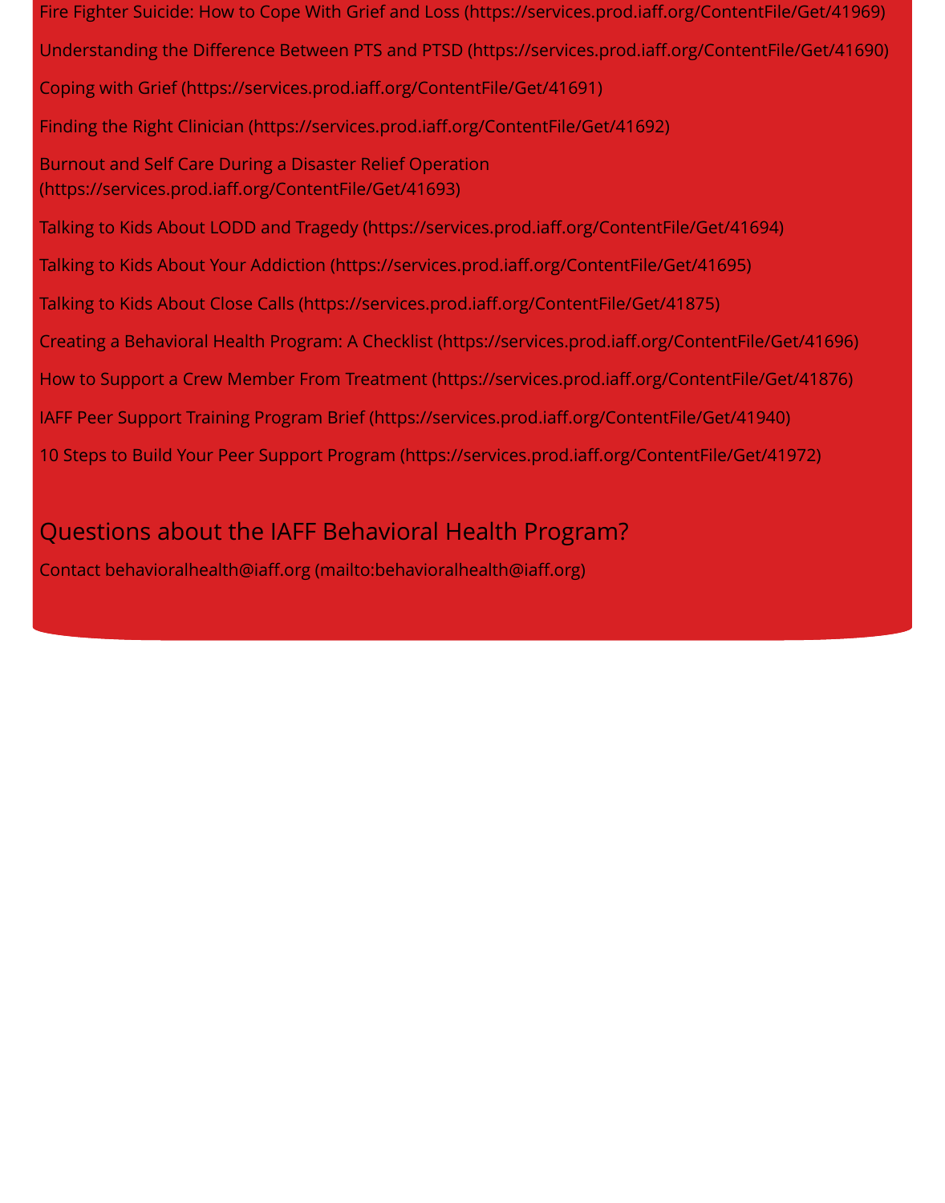Fire Fighter Suicide: How to Cope With Grief and Loss (https://services.prod.iaff.org/ContentFile/Get/41969)

Understanding the Difference Between PTS and PTSD (https://services.prod.iaff.org/ContentFile/Get/41690)

Coping with Grief (https://services.prod.iaff.org/ContentFile/Get/41691)

Finding the Right Clinician (https://services.prod.iaff.org/ContentFile/Get/41692)

Burnout and Self Care During a Disaster Relief Operation (https://services.prod.iaff.org/ContentFile/Get/41693)

Talking to Kids About LODD and Tragedy (https://services.prod.iaff.org/ContentFile/Get/41694)

Talking to Kids About Your Addiction (https://services.prod.iaff.org/ContentFile/Get/41695)

Talking to Kids About Close Calls (https://services.prod.iaff.org/ContentFile/Get/41875)

Creating a Behavioral Health Program: A Checklist (https://services.prod.iaff.org/ContentFile/Get/41696)

How to Support a Crew Member From Treatment (https://services.prod.iaff.org/ContentFile/Get/41876)

IAFF Peer Support Training Program Brief (https://services.prod.iaff.org/ContentFile/Get/41940)

10 Steps to Build Your Peer Support Program (https://services.prod.iaff.org/ContentFile/Get/41972)

## Questions about the IAFF Behavioral Health Program?

Contact behavioralhealth@iaff.org (mailto:behavioralhealth@iaff.org)